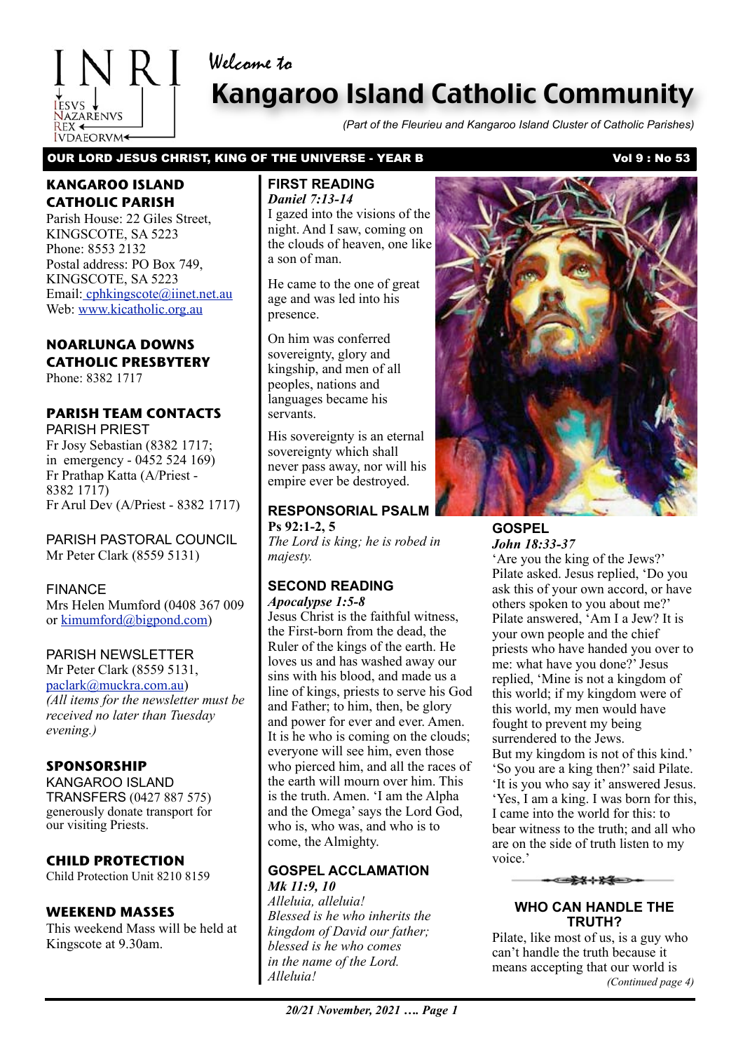INRI
IESVS NAZARENVS REX IVDAEORVM

Welcome to

# Kangaroo Island Catholic Community

*(Part of the Fleurieu and Kangaroo Island Cluster of Catholic Parishes)*

**OUR LORD JESUS CHRIST, KING OF THE UNIVERSE - YEAR B** — **Vol 9 : No 53**

## KANGAROO ISLAND CATHOLIC PARISH

Parish House: 22 Giles Street, KINGSCOTE, SA 5223
Phone: 8553 2132
Postal address: PO Box 749, KINGSCOTE, SA 5223
Email: cphkingscote@iinet.net.au
Web: www.kicatholic.org.au

## NOARLUNGA DOWNS CATHOLIC PRESBYTERY

Phone: 8382 1717

## PARISH TEAM CONTACTS

PARISH PRIEST
Fr Josy Sebastian (8382 1717; in emergency - 0452 524 169)
Fr Prathap Katta (A/Priest - 8382 1717)
Fr Arul Dev (A/Priest - 8382 1717)

PARISH PASTORAL COUNCIL
Mr Peter Clark (8559 5131)

FINANCE
Mrs Helen Mumford (0408 367 009 or kimumford@bigpond.com)

PARISH NEWSLETTER
Mr Peter Clark (8559 5131, paclark@muckra.com.au)
*(All items for the newsletter must be received no later than Tuesday evening.)*

## SPONSORSHIP

KANGAROO ISLAND TRANSFERS (0427 887 575) generously donate transport for our visiting Priests.

## CHILD PROTECTION

Child Protection Unit 8210 8159

## WEEKEND MASSES

This weekend Mass will be held at Kingscote at 9.30am.

## FIRST READING

***Daniel 7:13-14***

I gazed into the visions of the night. And I saw, coming on the clouds of heaven, one like a son of man.

He came to the one of great age and was led into his presence.

On him was conferred sovereignty, glory and kingship, and men of all peoples, nations and languages became his servants.

His sovereignty is an eternal sovereignty which shall never pass away, nor will his empire ever be destroyed.

## RESPONSORIAL PSALM

**Ps 92:1-2, 5**

*The Lord is king; he is robed in majesty.*

## SECOND READING

***Apocalypse 1:5-8***

Jesus Christ is the faithful witness, the First-born from the dead, the Ruler of the kings of the earth. He loves us and has washed away our sins with his blood, and made us a line of kings, priests to serve his God and Father; to him, then, be glory and power for ever and ever. Amen. It is he who is coming on the clouds; everyone will see him, even those who pierced him, and all the races of the earth will mourn over him. This is the truth. Amen. 'I am the Alpha and the Omega' says the Lord God, who is, who was, and who is to come, the Almighty.

## GOSPEL ACCLAMATION

***Mk 11:9, 10***

*Alleluia, alleluia!*
*Blessed is he who inherits the kingdom of David our father;*
*blessed is he who comes in the name of the Lord.*
*Alleluia!*

## GOSPEL

***John 18:33-37***

'Are you the king of the Jews?' Pilate asked. Jesus replied, 'Do you ask this of your own accord, or have others spoken to you about me?' Pilate answered, 'Am I a Jew? It is your own people and the chief priests who have handed you over to me: what have you done?' Jesus replied, 'Mine is not a kingdom of this world; if my kingdom were of this world, my men would have fought to prevent my being surrendered to the Jews.
But my kingdom is not of this kind.' 'So you are a king then?' said Pilate. 'It is you who say it' answered Jesus. 'Yes, I am a king. I was born for this, I came into the world for this: to bear witness to the truth; and all who are on the side of truth listen to my voice.'

## WHO CAN HANDLE THE TRUTH?

Pilate, like most of us, is a guy who can't handle the truth because it means accepting that our world is

*(Continued page 4)*

*20/21 November, 2021 …. Page 1*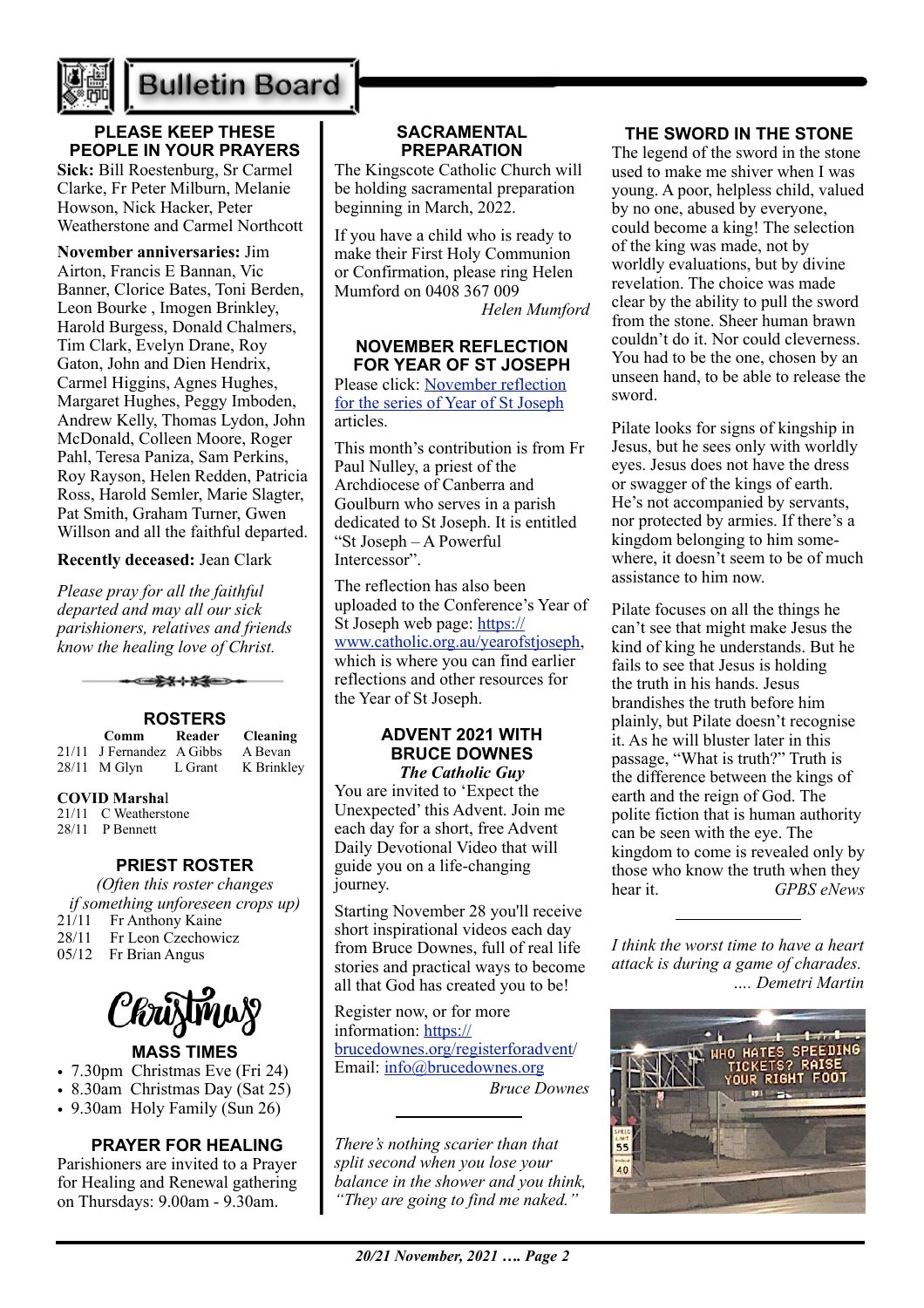# Bulletin Board

## PLEASE KEEP THESE PEOPLE IN YOUR PRAYERS

**Sick:** Bill Roestenburg, Sr Carmel Clarke, Fr Peter Milburn, Melanie Howson, Nick Hacker, Peter Weatherstone and Carmel Northcott

**November anniversaries:** Jim Airton, Francis E Bannan, Vic Banner, Clorice Bates, Toni Berden, Leon Bourke , Imogen Brinkley, Harold Burgess, Donald Chalmers, Tim Clark, Evelyn Drane, Roy Gaton, John and Dien Hendrix, Carmel Higgins, Agnes Hughes, Margaret Hughes, Peggy Imboden, Andrew Kelly, Thomas Lydon, John McDonald, Colleen Moore, Roger Pahl, Teresa Paniza, Sam Perkins, Roy Rayson, Helen Redden, Patricia Ross, Harold Semler, Marie Slagter, Pat Smith, Graham Turner, Gwen Willson and all the faithful departed.

**Recently deceased:** Jean Clark

*Please pray for all the faithful departed and may all our sick parishioners, relatives and friends know the healing love of Christ.*

## ROSTERS

| | Comm | Reader | Cleaning |
|---|---|---|---|
| 21/11 | J Fernandez | A Gibbs | A Bevan |
| 28/11 | M Glyn | L Grant | K Brinkley |

**COVID Marshal**

21/11 C Weatherstone
28/11 P Bennett

## PRIEST ROSTER

*(Often this roster changes if something unforeseen crops up)*

21/11 Fr Anthony Kaine
28/11 Fr Leon Czechowicz
05/12 Fr Brian Angus

Christmas

## MASS TIMES

- 7.30pm Christmas Eve (Fri 24)
- 8.30am Christmas Day (Sat 25)
- 9.30am Holy Family (Sun 26)

## PRAYER FOR HEALING

Parishioners are invited to a Prayer for Healing and Renewal gathering on Thursdays: 9.00am - 9.30am.

## SACRAMENTAL PREPARATION

The Kingscote Catholic Church will be holding sacramental preparation beginning in March, 2022.

If you have a child who is ready to make their First Holy Communion or Confirmation, please ring Helen Mumford on 0408 367 009

*Helen Mumford*

## NOVEMBER REFLECTION FOR YEAR OF ST JOSEPH

Please click: November reflection for the series of Year of St Joseph articles.

This month's contribution is from Fr Paul Nulley, a priest of the Archdiocese of Canberra and Goulburn who serves in a parish dedicated to St Joseph. It is entitled "St Joseph – A Powerful Intercessor".

The reflection has also been uploaded to the Conference's Year of St Joseph web page: https://www.catholic.org.au/yearofstjoseph, which is where you can find earlier reflections and other resources for the Year of St Joseph.

## ADVENT 2021 WITH BRUCE DOWNES

***The Catholic Guy***

You are invited to 'Expect the Unexpected' this Advent. Join me each day for a short, free Advent Daily Devotional Video that will guide you on a life-changing journey.

Starting November 28 you'll receive short inspirational videos each day from Bruce Downes, full of real life stories and practical ways to become all that God has created you to be!

Register now, or for more information: https://brucedownes.org/registerforadvent/
Email: info@brucedownes.org

*Bruce Downes*

---

*There's nothing scarier than that split second when you lose your balance in the shower and you think, "They are going to find me naked."*

## THE SWORD IN THE STONE

The legend of the sword in the stone used to make me shiver when I was young. A poor, helpless child, valued by no one, abused by everyone, could become a king! The selection of the king was made, not by worldly evaluations, but by divine revelation. The choice was made clear by the ability to pull the sword from the stone. Sheer human brawn couldn't do it. Nor could cleverness. You had to be the one, chosen by an unseen hand, to be able to release the sword.

Pilate looks for signs of kingship in Jesus, but he sees only with worldly eyes. Jesus does not have the dress or swagger of the kings of earth. He's not accompanied by servants, nor protected by armies. If there's a kingdom belonging to him somewhere, it doesn't seem to be of much assistance to him now.

Pilate focuses on all the things he can't see that might make Jesus the kind of king he understands. But he fails to see that Jesus is holding the truth in his hands. Jesus brandishes the truth before him plainly, but Pilate doesn't recognise it. As he will bluster later in this passage, "What is truth?" Truth is the difference between the kings of earth and the reign of God. The polite fiction that is human authority can be seen with the eye. The kingdom to come is revealed only by those who know the truth when they hear it.

*GPBS eNews*

---

*I think the worst time to have a heart attack is during a game of charades.*
*.... Demetri Martin*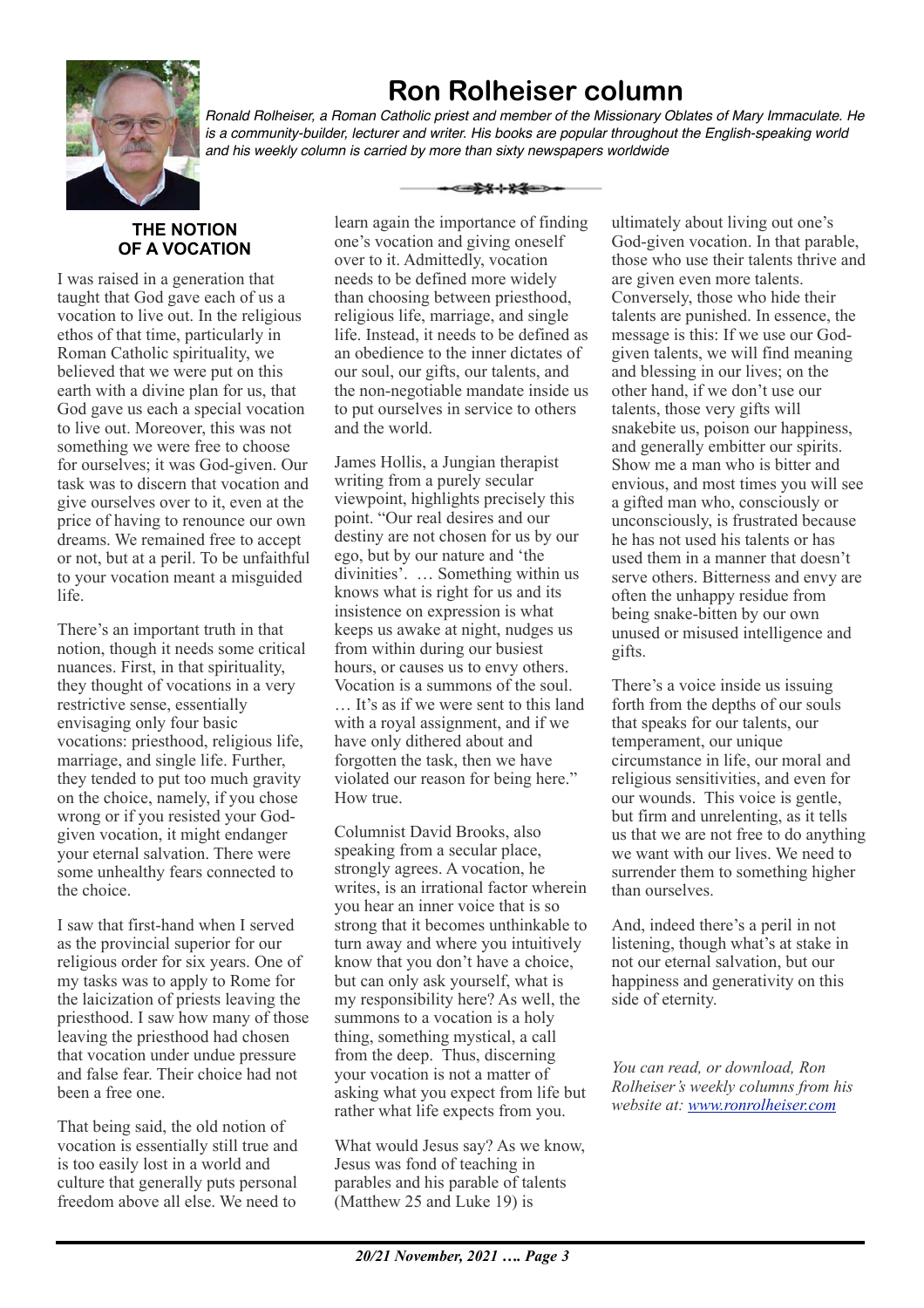# Ron Rolheiser column

*Ronald Rolheiser, a Roman Catholic priest and member of the Missionary Oblates of Mary Immaculate. He is a community-builder, lecturer and writer. His books are popular throughout the English-speaking world and his weekly column is carried by more than sixty newspapers worldwide*

## THE NOTION OF A VOCATION

I was raised in a generation that taught that God gave each of us a vocation to live out. In the religious ethos of that time, particularly in Roman Catholic spirituality, we believed that we were put on this earth with a divine plan for us, that God gave us each a special vocation to live out. Moreover, this was not something we were free to choose for ourselves; it was God-given. Our task was to discern that vocation and give ourselves over to it, even at the price of having to renounce our own dreams. We remained free to accept or not, but at a peril. To be unfaithful to your vocation meant a misguided life.

There's an important truth in that notion, though it needs some critical nuances. First, in that spirituality, they thought of vocations in a very restrictive sense, essentially envisaging only four basic vocations: priesthood, religious life, marriage, and single life. Further, they tended to put too much gravity on the choice, namely, if you chose wrong or if you resisted your God-given vocation, it might endanger your eternal salvation. There were some unhealthy fears connected to the choice.

I saw that first-hand when I served as the provincial superior for our religious order for six years. One of my tasks was to apply to Rome for the laicization of priests leaving the priesthood. I saw how many of those leaving the priesthood had chosen that vocation under undue pressure and false fear. Their choice had not been a free one.

That being said, the old notion of vocation is essentially still true and is too easily lost in a world and culture that generally puts personal freedom above all else. We need to learn again the importance of finding one's vocation and giving oneself over to it. Admittedly, vocation needs to be defined more widely than choosing between priesthood, religious life, marriage, and single life. Instead, it needs to be defined as an obedience to the inner dictates of our soul, our gifts, our talents, and the non-negotiable mandate inside us to put ourselves in service to others and the world.

James Hollis, a Jungian therapist writing from a purely secular viewpoint, highlights precisely this point. "Our real desires and our destiny are not chosen for us by our ego, but by our nature and 'the divinities'. … Something within us knows what is right for us and its insistence on expression is what keeps us awake at night, nudges us from within during our busiest hours, or causes us to envy others. Vocation is a summons of the soul. … It's as if we were sent to this land with a royal assignment, and if we have only dithered about and forgotten the task, then we have violated our reason for being here." How true.

Columnist David Brooks, also speaking from a secular place, strongly agrees. A vocation, he writes, is an irrational factor wherein you hear an inner voice that is so strong that it becomes unthinkable to turn away and where you intuitively know that you don't have a choice, but can only ask yourself, what is my responsibility here? As well, the summons to a vocation is a holy thing, something mystical, a call from the deep. Thus, discerning your vocation is not a matter of asking what you expect from life but rather what life expects from you.

What would Jesus say? As we know, Jesus was fond of teaching in parables and his parable of talents (Matthew 25 and Luke 19) is ultimately about living out one's God-given vocation. In that parable, those who use their talents thrive and are given even more talents. Conversely, those who hide their talents are punished. In essence, the message is this: If we use our God-given talents, we will find meaning and blessing in our lives; on the other hand, if we don't use our talents, those very gifts will snakebite us, poison our happiness, and generally embitter our spirits. Show me a man who is bitter and envious, and most times you will see a gifted man who, consciously or unconsciously, is frustrated because he has not used his talents or has used them in a manner that doesn't serve others. Bitterness and envy are often the unhappy residue from being snake-bitten by our own unused or misused intelligence and gifts.

There's a voice inside us issuing forth from the depths of our souls that speaks for our talents, our temperament, our unique circumstance in life, our moral and religious sensitivities, and even for our wounds. This voice is gentle, but firm and unrelenting, as it tells us that we are not free to do anything we want with our lives. We need to surrender them to something higher than ourselves.

And, indeed there's a peril in not listening, though what's at stake in not our eternal salvation, but our happiness and generativity on this side of eternity.

*You can read, or download, Ron Rolheiser's weekly columns from his website at: [www.ronrolheiser.com](http://www.ronrolheiser.com)*

***20/21 November, 2021 …. Page 3***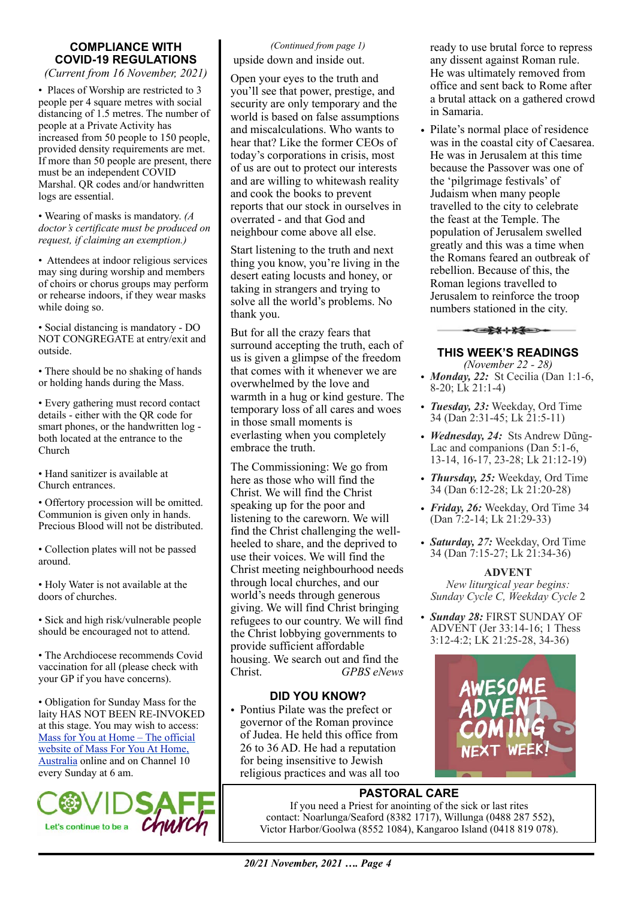## COMPLIANCE WITH COVID-19 REGULATIONS

*(Current from 16 November, 2021)*

- Places of Worship are restricted to 3 people per 4 square metres with social distancing of 1.5 metres. The number of people at a Private Activity has increased from 50 people to 150 people, provided density requirements are met. If more than 50 people are present, there must be an independent COVID Marshal. QR codes and/or handwritten logs are essential.

- Wearing of masks is mandatory. *(A doctor's certificate must be produced on request, if claiming an exemption.)*

- Attendees at indoor religious services may sing during worship and members of choirs or chorus groups may perform or rehearse indoors, if they wear masks while doing so.

- Social distancing is mandatory - DO NOT CONGREGATE at entry/exit and outside.

- There should be no shaking of hands or holding hands during the Mass.

- Every gathering must record contact details - either with the QR code for smart phones, or the handwritten log - both located at the entrance to the Church

- Hand sanitizer is available at Church entrances.

- Offertory procession will be omitted. Communion is given only in hands. Precious Blood will not be distributed.

- Collection plates will not be passed around.

- Holy Water is not available at the doors of churches.

- Sick and high risk/vulnerable people should be encouraged not to attend.

- The Archdiocese recommends Covid vaccination for all (please check with your GP if you have concerns).

- Obligation for Sunday Mass for the laity HAS NOT BEEN RE-INVOKED at this stage. You may wish to access: Mass for You at Home – The official website of Mass For You At Home, Australia online and on Channel 10 every Sunday at 6 am.

COVIDSAFE church
Let's continue to be a

*(Continued from page 1)*

upside down and inside out.

Open your eyes to the truth and you'll see that power, prestige, and security are only temporary and the world is based on false assumptions and miscalculations. Who wants to hear that? Like the former CEOs of today's corporations in crisis, most of us are out to protect our interests and are willing to whitewash reality and cook the books to prevent reports that our stock in ourselves in overrated - and that God and neighbour come above all else.

Start listening to the truth and next thing you know, you're living in the desert eating locusts and honey, or taking in strangers and trying to solve all the world's problems. No thank you.

But for all the crazy fears that surround accepting the truth, each of us is given a glimpse of the freedom that comes with it whenever we are overwhelmed by the love and warmth in a hug or kind gesture. The temporary loss of all cares and woes in those small moments is everlasting when you completely embrace the truth.

The Commissioning: We go from here as those who will find the Christ. We will find the Christ speaking up for the poor and listening to the careworn. We will find the Christ challenging the well-heeled to share, and the deprived to use their voices. We will find the Christ meeting neighbourhood needs through local churches, and our world's needs through generous giving. We will find Christ bringing refugees to our country. We will find the Christ lobbying governments to provide sufficient affordable housing. We search out and find the Christ. *GPBS eNews*

## DID YOU KNOW?

- Pontius Pilate was the prefect or governor of the Roman province of Judea. He held this office from 26 to 36 AD. He had a reputation for being insensitive to Jewish religious practices and was all too ready to use brutal force to repress any dissent against Roman rule. He was ultimately removed from office and sent back to Rome after a brutal attack on a gathered crowd in Samaria.

- Pilate's normal place of residence was in the coastal city of Caesarea. He was in Jerusalem at this time because the Passover was one of the 'pilgrimage festivals' of Judaism when many people travelled to the city to celebrate the feast at the Temple. The population of Jerusalem swelled greatly and this was a time when the Romans feared an outbreak of rebellion. Because of this, the Roman legions travelled to Jerusalem to reinforce the troop numbers stationed in the city.

## THIS WEEK'S READINGS

*(November 22 - 28)*

- ***Monday, 22:*** St Cecilia (Dan 1:1-6, 8-20; Lk 21:1-4)
- ***Tuesday, 23:*** Weekday, Ord Time 34 (Dan 2:31-45; Lk 21:5-11)
- ***Wednesday, 24:*** Sts Andrew Dũng-Lac and companions (Dan 5:1-6, 13-14, 16-17, 23-28; Lk 21:12-19)
- ***Thursday, 25:*** Weekday, Ord Time 34 (Dan 6:12-28; Lk 21:20-28)
- ***Friday, 26:*** Weekday, Ord Time 34 (Dan 7:2-14; Lk 21:29-33)
- ***Saturday, 27:*** Weekday, Ord Time 34 (Dan 7:15-27; Lk 21:34-36)

**ADVENT**

*New liturgical year begins: Sunday Cycle C, Weekday Cycle 2*

- ***Sunday 28:*** FIRST SUNDAY OF ADVENT (Jer 33:14-16; 1 Thess 3:12-4:2; LK 21:25-28, 34-36)

AWESOME ADVENT COMING NEXT WEEK!

## PASTORAL CARE

If you need a Priest for anointing of the sick or last rites contact: Noarlunga/Seaford (8382 1717), Willunga (0488 287 552), Victor Harbor/Goolwa (8552 1084), Kangaroo Island (0418 819 078).